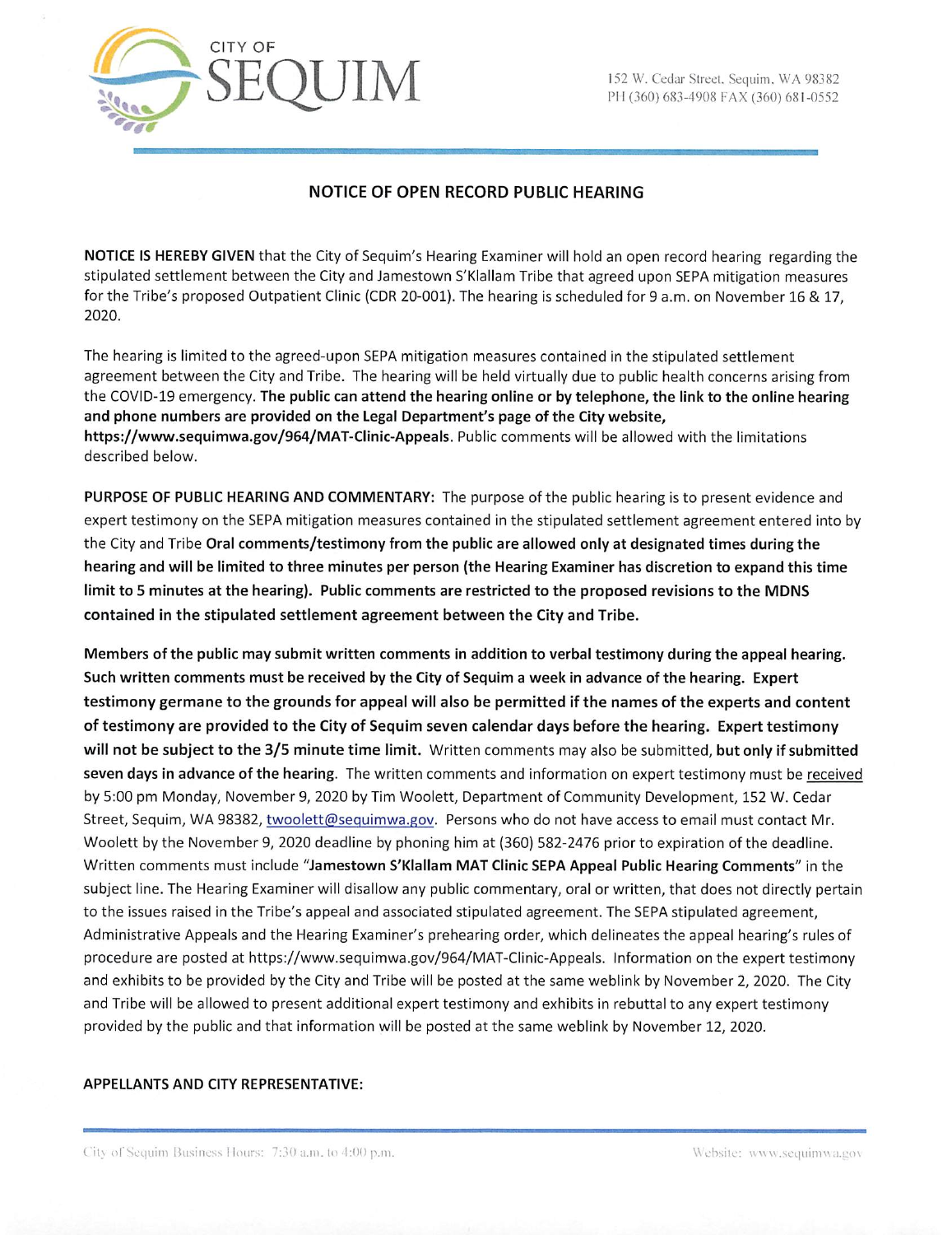CITY OF SEQUIM

152 W. Cedar Street, Sequim, WA 98382
PH (360) 683-4908 FAX (360) 681-0552

## NOTICE OF OPEN RECORD PUBLIC HEARING

**NOTICE IS HEREBY GIVEN** that the City of Sequim's Hearing Examiner will hold an open record hearing regarding the stipulated settlement between the City and Jamestown S'Klallam Tribe that agreed upon SEPA mitigation measures for the Tribe's proposed Outpatient Clinic (CDR 20-001). The hearing is scheduled for 9 a.m. on November 16 & 17, 2020.

The hearing is limited to the agreed-upon SEPA mitigation measures contained in the stipulated settlement agreement between the City and Tribe. The hearing will be held virtually due to public health concerns arising from the COVID-19 emergency. **The public can attend the hearing online or by telephone, the link to the online hearing and phone numbers are provided on the Legal Department's page of the City website, https://www.sequimwa.gov/964/MAT-Clinic-Appeals**. Public comments will be allowed with the limitations described below.

**PURPOSE OF PUBLIC HEARING AND COMMENTARY:** The purpose of the public hearing is to present evidence and expert testimony on the SEPA mitigation measures contained in the stipulated settlement agreement entered into by the City and Tribe **Oral comments/testimony from the public are allowed only at designated times during the hearing and will be limited to three minutes per person (the Hearing Examiner has discretion to expand this time limit to 5 minutes at the hearing). Public comments are restricted to the proposed revisions to the MDNS contained in the stipulated settlement agreement between the City and Tribe.**

**Members of the public may submit written comments in addition to verbal testimony during the appeal hearing. Such written comments must be received by the City of Sequim a week in advance of the hearing. Expert testimony germane to the grounds for appeal will also be permitted if the names of the experts and content of testimony are provided to the City of Sequim seven calendar days before the hearing. Expert testimony will not be subject to the 3/5 minute time limit.** Written comments may also be submitted, **but only if submitted seven days in advance of the hearing**. The written comments and information on expert testimony must be received by 5:00 pm Monday, November 9, 2020 by Tim Woolett, Department of Community Development, 152 W. Cedar Street, Sequim, WA 98382, twoolett@sequimwa.gov. Persons who do not have access to email must contact Mr. Woolett by the November 9, 2020 deadline by phoning him at (360) 582-2476 prior to expiration of the deadline. Written comments must include "**Jamestown S'Klallam MAT Clinic SEPA Appeal Public Hearing Comments**" in the subject line. The Hearing Examiner will disallow any public commentary, oral or written, that does not directly pertain to the issues raised in the Tribe's appeal and associated stipulated agreement. The SEPA stipulated agreement, Administrative Appeals and the Hearing Examiner's prehearing order, which delineates the appeal hearing's rules of procedure are posted at https://www.sequimwa.gov/964/MAT-Clinic-Appeals. Information on the expert testimony and exhibits to be provided by the City and Tribe will be posted at the same weblink by November 2, 2020. The City and Tribe will be allowed to present additional expert testimony and exhibits in rebuttal to any expert testimony provided by the public and that information will be posted at the same weblink by November 12, 2020.

**APPELLANTS AND CITY REPRESENTATIVE:**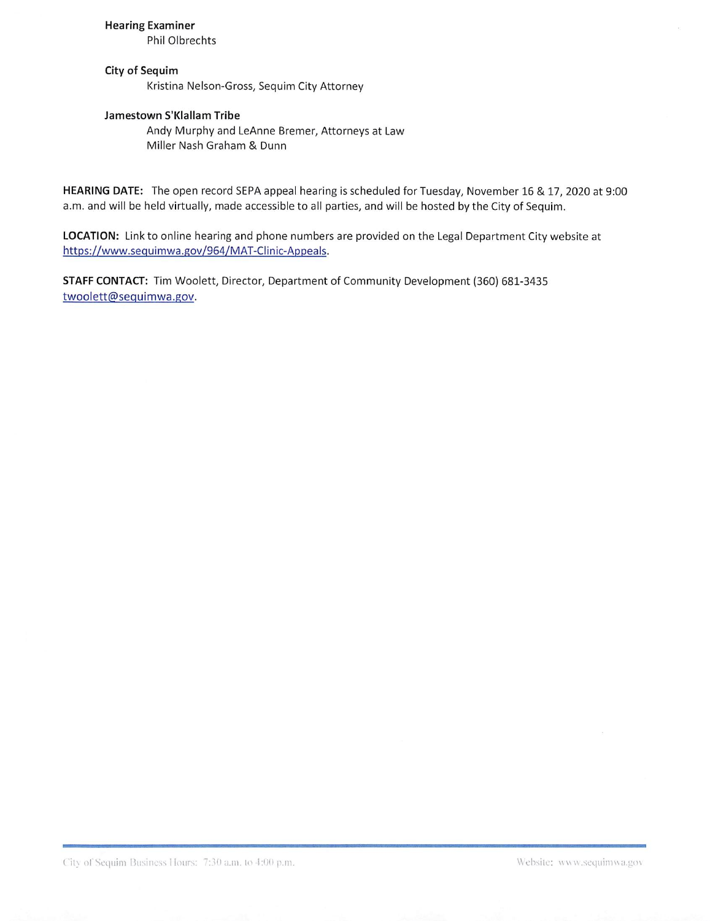**Hearing Examiner**

Phil Olbrechts

**City of Sequim**

Kristina Nelson-Gross, Sequim City Attorney

**Jamestown S'Klallam Tribe**

Andy Murphy and LeAnne Bremer, Attorneys at Law
Miller Nash Graham & Dunn

**HEARING DATE:** The open record SEPA appeal hearing is scheduled for Tuesday, November 16 & 17, 2020 at 9:00 a.m. and will be held virtually, made accessible to all parties, and will be hosted by the City of Sequim.

**LOCATION:** Link to online hearing and phone numbers are provided on the Legal Department City website at https://www.sequimwa.gov/964/MAT-Clinic-Appeals.

**STAFF CONTACT:** Tim Woolett, Director, Department of Community Development (360) 681-3435 twoolett@sequimwa.gov.

City of Sequim Business Hours: 7:30 a.m. to 4:00 p.m. Website: www.sequimwa.gov